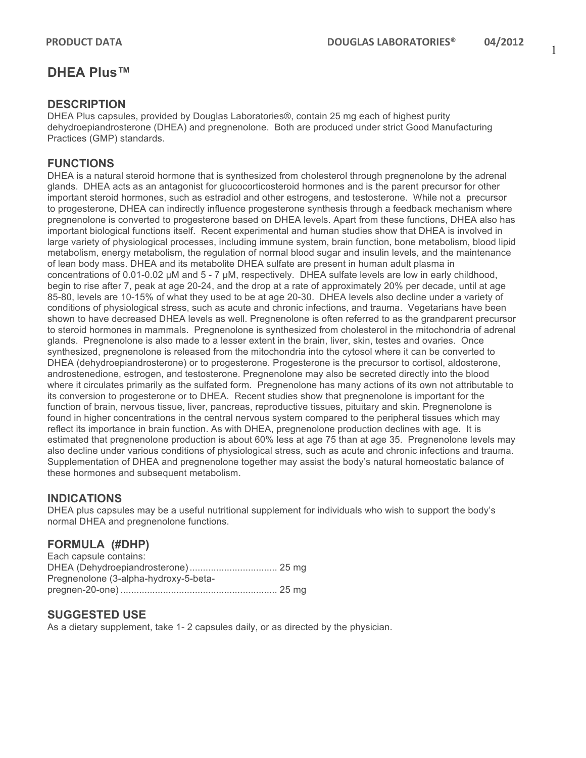# DHEA Plus™

## DESCRIPTION

DHEA Plus capsules, provided by Douglas Laboratories®, contain 25 mg each of highest purity dehydroepiandrosterone (DHEA) and pregnenolone. Both are produced under strict Good Manufacturing Practices (GMP) standards.

## FUNCTIONS

DHEA is a natural steroid hormone that is synthesized from cholesterol through pregnenolone by the adrenal glands. DHEA acts as an antagonist for glucocorticosteroid hormones and is the parent precursor for other important steroid hormones, such as estradiol and other estrogens, and testosterone. While not a precursor to progesterone, DHEA can indirectly influence progesterone synthesis through a feedback mechanism where pregnenolone is converted to progesterone based on DHEA levels. Apart from these functions, DHEA also has important biological functions itself. Recent experimental and human studies show that DHEA is involved in large variety of physiological processes, including immune system, brain function, bone metabolism, blood lipid metabolism, energy metabolism, the regulation of normal blood sugar and insulin levels, and the maintenance of lean body mass. DHEA and its metabolite DHEA sulfate are present in human adult plasma in concentrations of 0.01-0.02 μM and 5 - 7 μM, respectively. DHEA sulfate levels are low in early childhood, begin to rise after 7, peak at age 20-24, and the drop at a rate of approximately 20% per decade, until at age 85-80, levels are 10-15% of what they used to be at age 20-30. DHEA levels also decline under a variety of conditions of physiological stress, such as acute and chronic infections, and trauma. Vegetarians have been shown to have decreased DHEA levels as well. Pregnenolone is often referred to as the grandparent precursor to steroid hormones in mammals. Pregnenolone is synthesized from cholesterol in the mitochondria of adrenal glands. Pregnenolone is also made to a lesser extent in the brain, liver, skin, testes and ovaries. Once synthesized, pregnenolone is released from the mitochondria into the cytosol where it can be converted to DHEA (dehydroepiandrosterone) or to progesterone. Progesterone is the precursor to cortisol, aldosterone, androstenedione, estrogen, and testosterone. Pregnenolone may also be secreted directly into the blood where it circulates primarily as the sulfated form. Pregnenolone has many actions of its own not attributable to its conversion to progesterone or to DHEA. Recent studies show that pregnenolone is important for the function of brain, nervous tissue, liver, pancreas, reproductive tissues, pituitary and skin. Pregnenolone is found in higher concentrations in the central nervous system compared to the peripheral tissues which may reflect its importance in brain function. As with DHEA, pregnenolone production declines with age. It is estimated that pregnenolone production is about 60% less at age 75 than at age 35. Pregnenolone levels may also decline under various conditions of physiological stress, such as acute and chronic infections and trauma. Supplementation of DHEA and pregnenolone together may assist the body's natural homeostatic balance of these hormones and subsequent metabolism.

## INDICATIONS

DHEA plus capsules may be a useful nutritional supplement for individuals who wish to support the body's normal DHEA and pregnenolone functions.

## FORMULA (#DHP)

Each capsule contains:

DHEA (Dehydroepiandrosterone)................................ 25 mg

Pregnenolone (3-alpha-hydroxy-5-beta-pregnen-20-one)........................................................... 25 mg

## SUGGESTED USE

As a dietary supplement, take 1- 2 capsules daily, or as directed by the physician.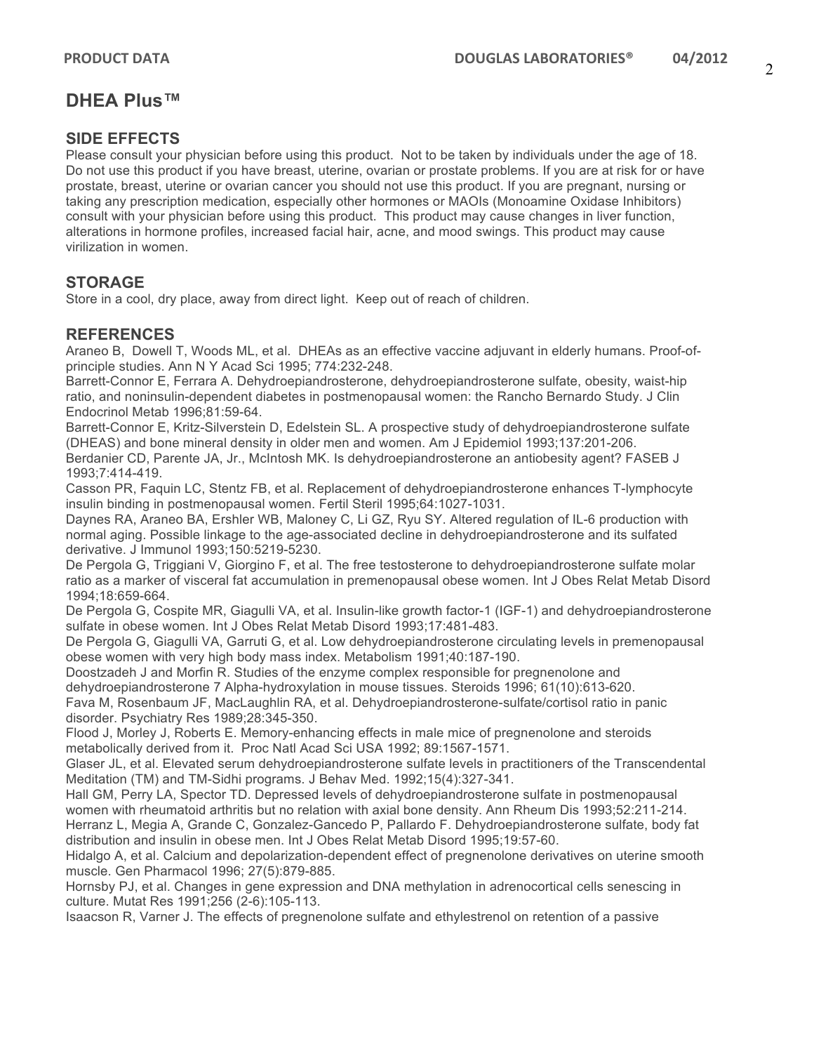# DHEA Plus™

## SIDE EFFECTS

Please consult your physician before using this product. Not to be taken by individuals under the age of 18. Do not use this product if you have breast, uterine, ovarian or prostate problems. If you are at risk for or have prostate, breast, uterine or ovarian cancer you should not use this product. If you are pregnant, nursing or taking any prescription medication, especially other hormones or MAOIs (Monoamine Oxidase Inhibitors) consult with your physician before using this product. This product may cause changes in liver function, alterations in hormone profiles, increased facial hair, acne, and mood swings. This product may cause virilization in women.

## STORAGE

Store in a cool, dry place, away from direct light. Keep out of reach of children.

## REFERENCES

Araneo B, Dowell T, Woods ML, et al. DHEAs as an effective vaccine adjuvant in elderly humans. Proof-of-principle studies. Ann N Y Acad Sci 1995; 774:232-248.

Barrett-Connor E, Ferrara A. Dehydroepiandrosterone, dehydroepiandrosterone sulfate, obesity, waist-hip ratio, and noninsulin-dependent diabetes in postmenopausal women: the Rancho Bernardo Study. J Clin Endocrinol Metab 1996;81:59-64.

Barrett-Connor E, Kritz-Silverstein D, Edelstein SL. A prospective study of dehydroepiandrosterone sulfate (DHEAS) and bone mineral density in older men and women. Am J Epidemiol 1993;137:201-206.

Berdanier CD, Parente JA, Jr., McIntosh MK. Is dehydroepiandrosterone an antiobesity agent? FASEB J 1993;7:414-419.

Casson PR, Faquin LC, Stentz FB, et al. Replacement of dehydroepiandrosterone enhances T-lymphocyte insulin binding in postmenopausal women. Fertil Steril 1995;64:1027-1031.

Daynes RA, Araneo BA, Ershler WB, Maloney C, Li GZ, Ryu SY. Altered regulation of IL-6 production with normal aging. Possible linkage to the age-associated decline in dehydroepiandrosterone and its sulfated derivative. J Immunol 1993;150:5219-5230.

De Pergola G, Triggiani V, Giorgino F, et al. The free testosterone to dehydroepiandrosterone sulfate molar ratio as a marker of visceral fat accumulation in premenopausal obese women. Int J Obes Relat Metab Disord 1994;18:659-664.

De Pergola G, Cospite MR, Giagulli VA, et al. Insulin-like growth factor-1 (IGF-1) and dehydroepiandrosterone sulfate in obese women. Int J Obes Relat Metab Disord 1993;17:481-483.

De Pergola G, Giagulli VA, Garruti G, et al. Low dehydroepiandrosterone circulating levels in premenopausal obese women with very high body mass index. Metabolism 1991;40:187-190.

Doostzadeh J and Morfin R. Studies of the enzyme complex responsible for pregnenolone and dehydroepiandrosterone 7 Alpha-hydroxylation in mouse tissues. Steroids 1996; 61(10):613-620.

Fava M, Rosenbaum JF, MacLaughlin RA, et al. Dehydroepiandrosterone-sulfate/cortisol ratio in panic disorder. Psychiatry Res 1989;28:345-350.

Flood J, Morley J, Roberts E. Memory-enhancing effects in male mice of pregnenolone and steroids metabolically derived from it. Proc Natl Acad Sci USA 1992; 89:1567-1571.

Glaser JL, et al. Elevated serum dehydroepiandrosterone sulfate levels in practitioners of the Transcendental Meditation (TM) and TM-Sidhi programs. J Behav Med. 1992;15(4):327-341.

Hall GM, Perry LA, Spector TD. Depressed levels of dehydroepiandrosterone sulfate in postmenopausal women with rheumatoid arthritis but no relation with axial bone density. Ann Rheum Dis 1993;52:211-214.

Herranz L, Megia A, Grande C, Gonzalez-Gancedo P, Pallardo F. Dehydroepiandrosterone sulfate, body fat distribution and insulin in obese men. Int J Obes Relat Metab Disord 1995;19:57-60.

Hidalgo A, et al. Calcium and depolarization-dependent effect of pregnenolone derivatives on uterine smooth muscle. Gen Pharmacol 1996; 27(5):879-885.

Hornsby PJ, et al. Changes in gene expression and DNA methylation in adrenocortical cells senescing in culture. Mutat Res 1991;256 (2-6):105-113.

Isaacson R, Varner J. The effects of pregnenolone sulfate and ethylestrenol on retention of a passive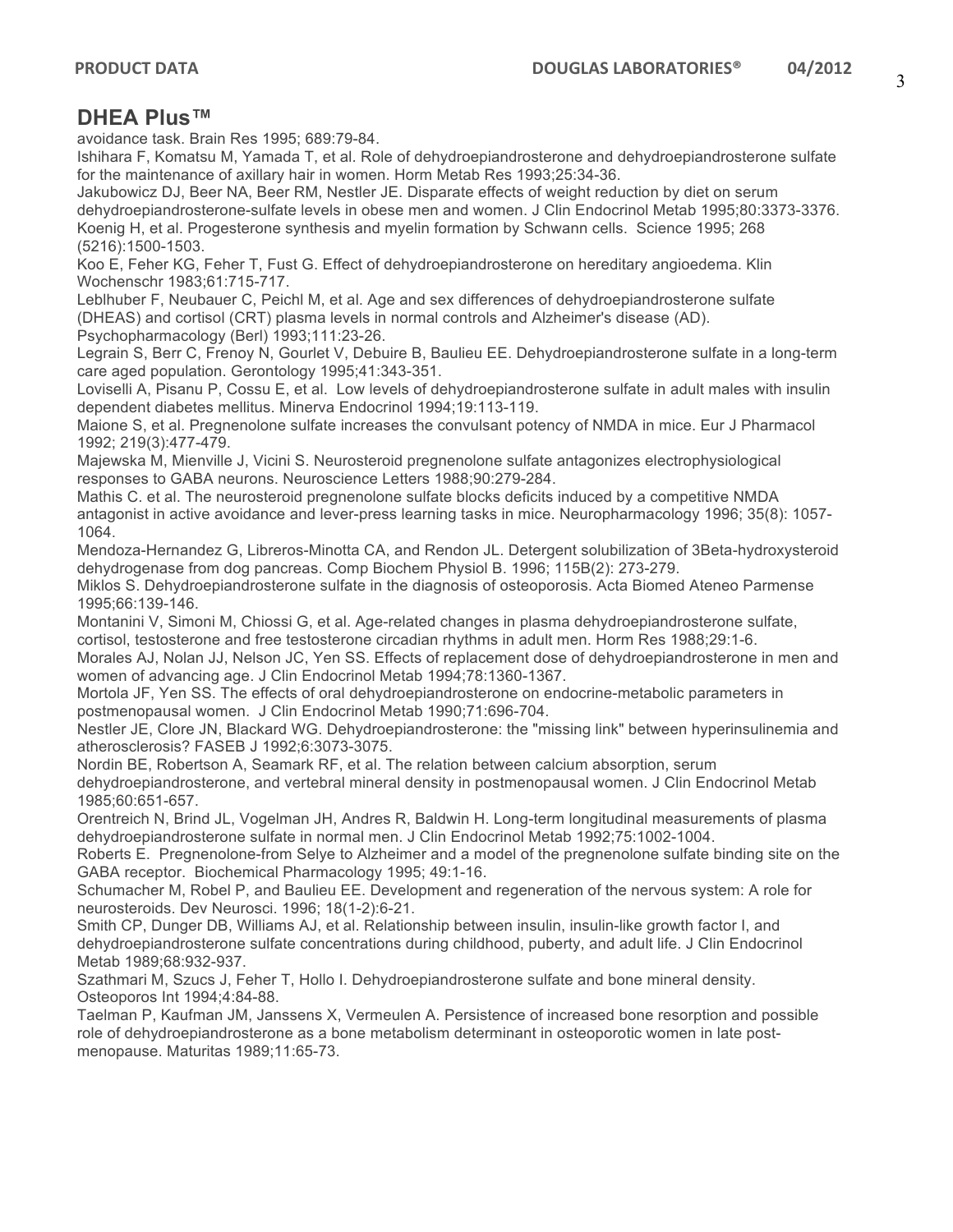# DHEA Plus™

avoidance task. Brain Res 1995; 689:79-84.

Ishihara F, Komatsu M, Yamada T, et al. Role of dehydroepiandrosterone and dehydroepiandrosterone sulfate for the maintenance of axillary hair in women. Horm Metab Res 1993;25:34-36.

Jakubowicz DJ, Beer NA, Beer RM, Nestler JE. Disparate effects of weight reduction by diet on serum dehydroepiandrosterone-sulfate levels in obese men and women. J Clin Endocrinol Metab 1995;80:3373-3376.

Koenig H, et al. Progesterone synthesis and myelin formation by Schwann cells. Science 1995; 268 (5216):1500-1503.

Koo E, Feher KG, Feher T, Fust G. Effect of dehydroepiandrosterone on hereditary angioedema. Klin Wochenschr 1983;61:715-717.

Leblhuber F, Neubauer C, Peichl M, et al. Age and sex differences of dehydroepiandrosterone sulfate (DHEAS) and cortisol (CRT) plasma levels in normal controls and Alzheimer's disease (AD). Psychopharmacology (Berl) 1993;111:23-26.

Legrain S, Berr C, Frenoy N, Gourlet V, Debuire B, Baulieu EE. Dehydroepiandrosterone sulfate in a long-term care aged population. Gerontology 1995;41:343-351.

Loviselli A, Pisanu P, Cossu E, et al. Low levels of dehydroepiandrosterone sulfate in adult males with insulin dependent diabetes mellitus. Minerva Endocrinol 1994;19:113-119.

Maione S, et al. Pregnenolone sulfate increases the convulsant potency of NMDA in mice. Eur J Pharmacol 1992; 219(3):477-479.

Majewska M, Mienville J, Vicini S. Neurosteroid pregnenolone sulfate antagonizes electrophysiological responses to GABA neurons. Neuroscience Letters 1988;90:279-284.

Mathis C. et al. The neurosteroid pregnenolone sulfate blocks deficits induced by a competitive NMDA antagonist in active avoidance and lever-press learning tasks in mice. Neuropharmacology 1996; 35(8): 1057-1064.

Mendoza-Hernandez G, Libreros-Minotta CA, and Rendon JL. Detergent solubilization of 3Beta-hydroxysteroid dehydrogenase from dog pancreas. Comp Biochem Physiol B. 1996; 115B(2): 273-279.

Miklos S. Dehydroepiandrosterone sulfate in the diagnosis of osteoporosis. Acta Biomed Ateneo Parmense 1995;66:139-146.

Montanini V, Simoni M, Chiossi G, et al. Age-related changes in plasma dehydroepiandrosterone sulfate, cortisol, testosterone and free testosterone circadian rhythms in adult men. Horm Res 1988;29:1-6.

Morales AJ, Nolan JJ, Nelson JC, Yen SS. Effects of replacement dose of dehydroepiandrosterone in men and women of advancing age. J Clin Endocrinol Metab 1994;78:1360-1367.

Mortola JF, Yen SS. The effects of oral dehydroepiandrosterone on endocrine-metabolic parameters in postmenopausal women. J Clin Endocrinol Metab 1990;71:696-704.

Nestler JE, Clore JN, Blackard WG. Dehydroepiandrosterone: the "missing link" between hyperinsulinemia and atherosclerosis? FASEB J 1992;6:3073-3075.

Nordin BE, Robertson A, Seamark RF, et al. The relation between calcium absorption, serum dehydroepiandrosterone, and vertebral mineral density in postmenopausal women. J Clin Endocrinol Metab 1985;60:651-657.

Orentreich N, Brind JL, Vogelman JH, Andres R, Baldwin H. Long-term longitudinal measurements of plasma dehydroepiandrosterone sulfate in normal men. J Clin Endocrinol Metab 1992;75:1002-1004.

Roberts E. Pregnenolone-from Selye to Alzheimer and a model of the pregnenolone sulfate binding site on the GABA receptor. Biochemical Pharmacology 1995; 49:1-16.

Schumacher M, Robel P, and Baulieu EE. Development and regeneration of the nervous system: A role for neurosteroids. Dev Neurosci. 1996; 18(1-2):6-21.

Smith CP, Dunger DB, Williams AJ, et al. Relationship between insulin, insulin-like growth factor I, and dehydroepiandrosterone sulfate concentrations during childhood, puberty, and adult life. J Clin Endocrinol Metab 1989;68:932-937.

Szathmari M, Szucs J, Feher T, Hollo I. Dehydroepiandrosterone sulfate and bone mineral density. Osteoporos Int 1994;4:84-88.

Taelman P, Kaufman JM, Janssens X, Vermeulen A. Persistence of increased bone resorption and possible role of dehydroepiandrosterone as a bone metabolism determinant in osteoporotic women in late post-menopause. Maturitas 1989;11:65-73.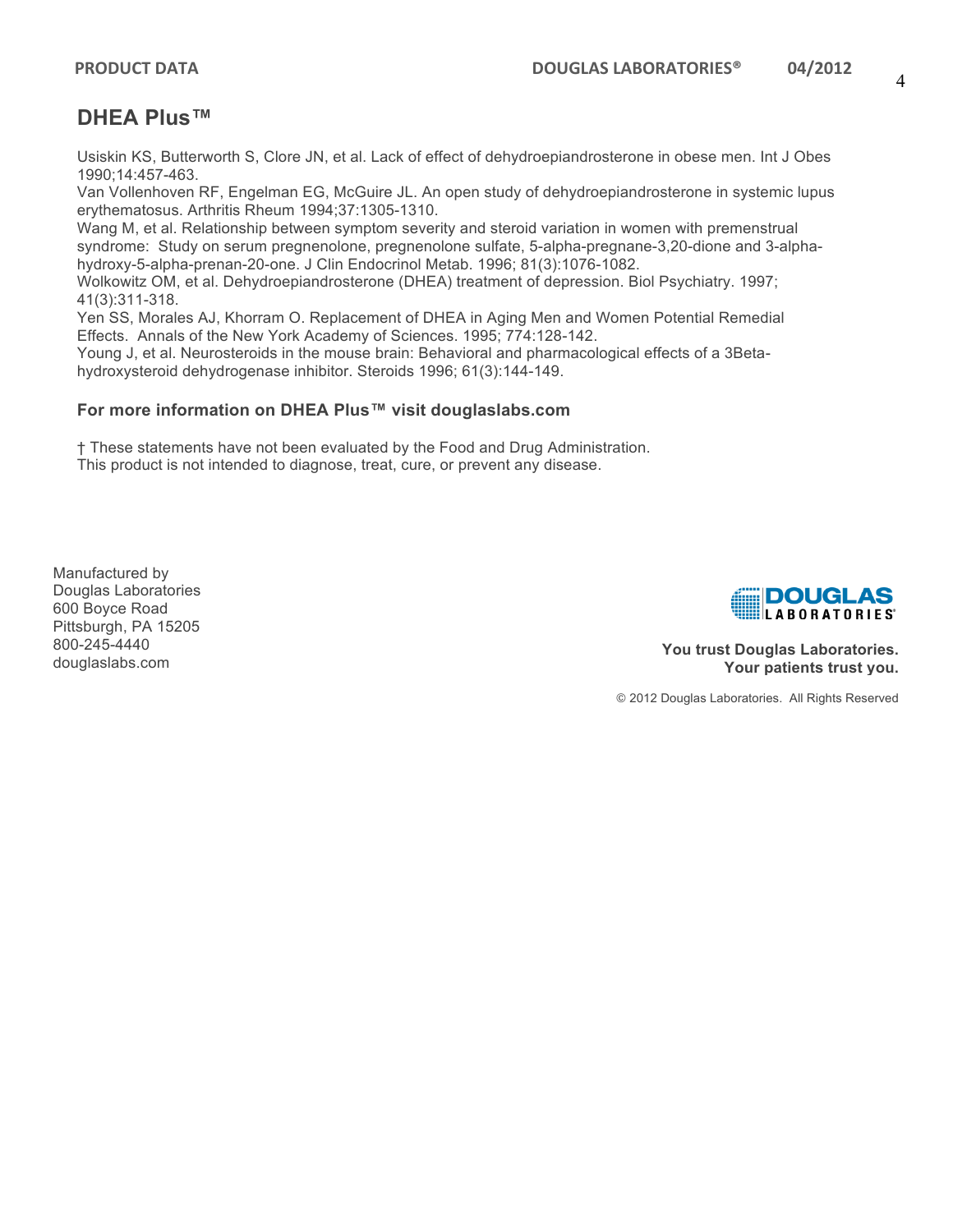## DHEA Plus™

Usiskin KS, Butterworth S, Clore JN, et al. Lack of effect of dehydroepiandrosterone in obese men. Int J Obes 1990;14:457-463.

Van Vollenhoven RF, Engelman EG, McGuire JL. An open study of dehydroepiandrosterone in systemic lupus erythematosus. Arthritis Rheum 1994;37:1305-1310.

Wang M, et al. Relationship between symptom severity and steroid variation in women with premenstrual syndrome: Study on serum pregnenolone, pregnenolone sulfate, 5-alpha-pregnane-3,20-dione and 3-alpha-hydroxy-5-alpha-prenan-20-one. J Clin Endocrinol Metab. 1996; 81(3):1076-1082.

Wolkowitz OM, et al. Dehydroepiandrosterone (DHEA) treatment of depression. Biol Psychiatry. 1997; 41(3):311-318.

Yen SS, Morales AJ, Khorram O. Replacement of DHEA in Aging Men and Women Potential Remedial Effects. Annals of the New York Academy of Sciences. 1995; 774:128-142.

Young J, et al. Neurosteroids in the mouse brain: Behavioral and pharmacological effects of a 3Beta-hydroxysteroid dehydrogenase inhibitor. Steroids 1996; 61(3):144-149.

**For more information on DHEA Plus™ visit douglaslabs.com**

† These statements have not been evaluated by the Food and Drug Administration.
This product is not intended to diagnose, treat, cure, or prevent any disease.

Manufactured by
Douglas Laboratories
600 Boyce Road
Pittsburgh, PA 15205
800-245-4440
douglaslabs.com

DOUGLAS LABORATORIES

**You trust Douglas Laboratories.**
**Your patients trust you.**

© 2012 Douglas Laboratories. All Rights Reserved